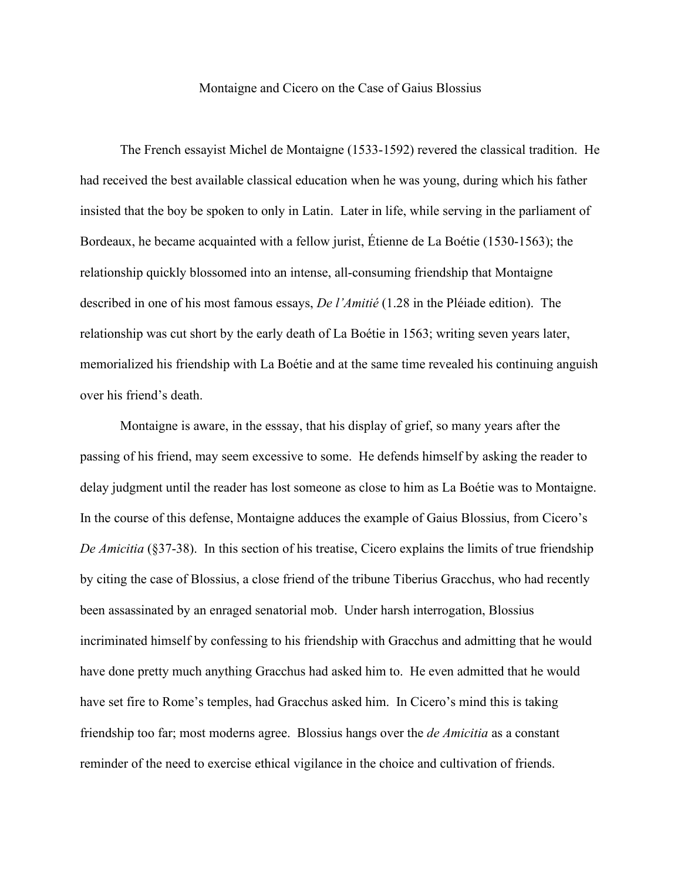# Montaigne and Cicero on the Case of Gaius Blossius

The French essayist Michel de Montaigne (1533-1592) revered the classical tradition. He had received the best available classical education when he was young, during which his father insisted that the boy be spoken to only in Latin. Later in life, while serving in the parliament of Bordeaux, he became acquainted with a fellow jurist, Étienne de La Boétie (1530-1563); the relationship quickly blossomed into an intense, all-consuming friendship that Montaigne described in one of his most famous essays, *De l'Amitié* (1.28 in the Pléiade edition). The relationship was cut short by the early death of La Boétie in 1563; writing seven years later, memorialized his friendship with La Boétie and at the same time revealed his continuing anguish over his friend's death.

Montaigne is aware, in the esssay, that his display of grief, so many years after the passing of his friend, may seem excessive to some. He defends himself by asking the reader to delay judgment until the reader has lost someone as close to him as La Boétie was to Montaigne. In the course of this defense, Montaigne adduces the example of Gaius Blossius, from Cicero's *De Amicitia* (§37-38). In this section of his treatise, Cicero explains the limits of true friendship by citing the case of Blossius, a close friend of the tribune Tiberius Gracchus, who had recently been assassinated by an enraged senatorial mob. Under harsh interrogation, Blossius incriminated himself by confessing to his friendship with Gracchus and admitting that he would have done pretty much anything Gracchus had asked him to. He even admitted that he would have set fire to Rome's temples, had Gracchus asked him. In Cicero's mind this is taking friendship too far; most moderns agree. Blossius hangs over the *de Amicitia* as a constant reminder of the need to exercise ethical vigilance in the choice and cultivation of friends.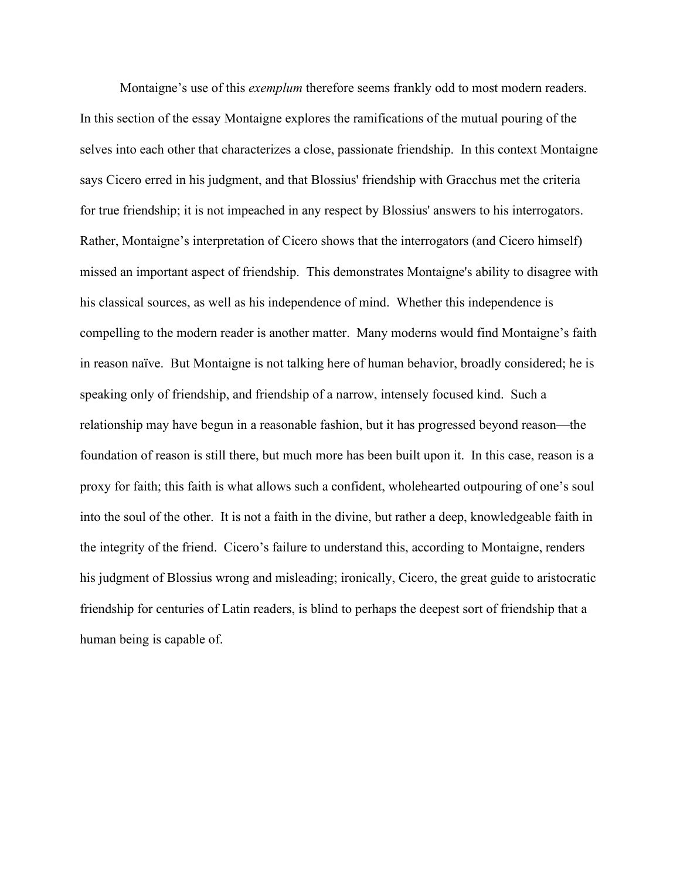Montaigne’s use of this *exemplum* therefore seems frankly odd to most modern readers. In this section of the essay Montaigne explores the ramifications of the mutual pouring of the selves into each other that characterizes a close, passionate friendship. In this context Montaigne says Cicero erred in his judgment, and that Blossius' friendship with Gracchus met the criteria for true friendship; it is not impeached in any respect by Blossius' answers to his interrogators. Rather, Montaigne’s interpretation of Cicero shows that the interrogators (and Cicero himself) missed an important aspect of friendship. This demonstrates Montaigne's ability to disagree with his classical sources, as well as his independence of mind. Whether this independence is compelling to the modern reader is another matter. Many moderns would find Montaigne’s faith in reason naïve. But Montaigne is not talking here of human behavior, broadly considered; he is speaking only of friendship, and friendship of a narrow, intensely focused kind. Such a relationship may have begun in a reasonable fashion, but it has progressed beyond reason—the foundation of reason is still there, but much more has been built upon it. In this case, reason is a proxy for faith; this faith is what allows such a confident, wholehearted outpouring of one’s soul into the soul of the other. It is not a faith in the divine, but rather a deep, knowledgeable faith in the integrity of the friend. Cicero’s failure to understand this, according to Montaigne, renders his judgment of Blossius wrong and misleading; ironically, Cicero, the great guide to aristocratic friendship for centuries of Latin readers, is blind to perhaps the deepest sort of friendship that a human being is capable of.